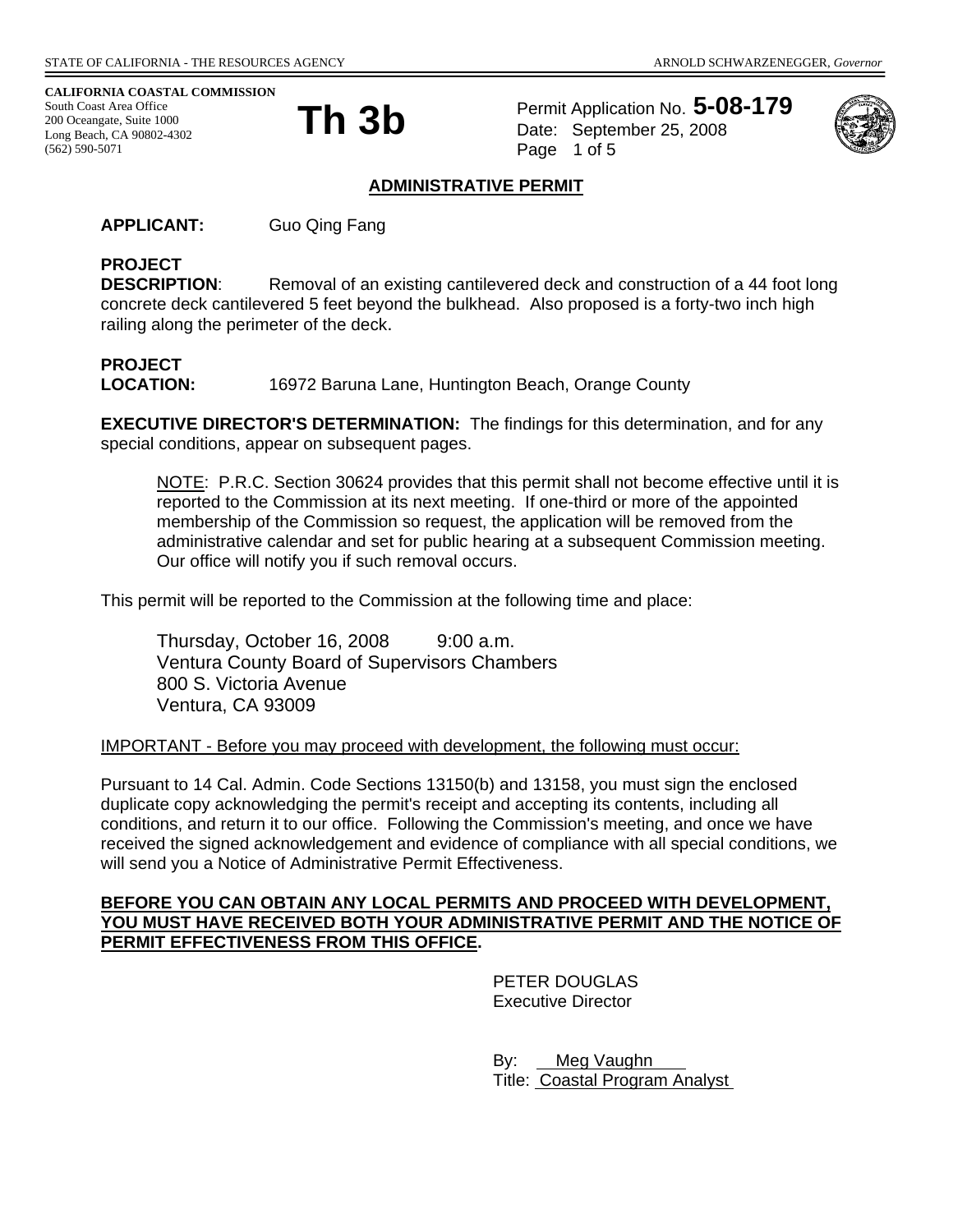STATE OF CALIFORNIA - THE RESOURCES AGENCY | ARNOLD SCHWARZENEGGER, *Governor*

**CALIFORNIA COASTAL COMMISSION**
South Coast Area Office
200 Oceangate, Suite 1000
Long Beach, CA 90802-4302
(562) 590-5071

# Th 3b

Permit Application No. **5-08-179**
Date: September 25, 2008
Page 1 of 5

## ADMINISTRATIVE PERMIT

**APPLICANT:** Guo Qing Fang

**PROJECT DESCRIPTION**: Removal of an existing cantilevered deck and construction of a 44 foot long concrete deck cantilevered 5 feet beyond the bulkhead. Also proposed is a forty-two inch high railing along the perimeter of the deck.

**PROJECT LOCATION:** 16972 Baruna Lane, Huntington Beach, Orange County

**EXECUTIVE DIRECTOR'S DETERMINATION:** The findings for this determination, and for any special conditions, appear on subsequent pages.

> NOTE: P.R.C. Section 30624 provides that this permit shall not become effective until it is reported to the Commission at its next meeting. If one-third or more of the appointed membership of the Commission so request, the application will be removed from the administrative calendar and set for public hearing at a subsequent Commission meeting. Our office will notify you if such removal occurs.

This permit will be reported to the Commission at the following time and place:

> Thursday, October 16, 2008 9:00 a.m.
> Ventura County Board of Supervisors Chambers
> 800 S. Victoria Avenue
> Ventura, CA 93009

IMPORTANT - Before you may proceed with development, the following must occur:

Pursuant to 14 Cal. Admin. Code Sections 13150(b) and 13158, you must sign the enclosed duplicate copy acknowledging the permit's receipt and accepting its contents, including all conditions, and return it to our office. Following the Commission's meeting, and once we have received the signed acknowledgement and evidence of compliance with all special conditions, we will send you a Notice of Administrative Permit Effectiveness.

**BEFORE YOU CAN OBTAIN ANY LOCAL PERMITS AND PROCEED WITH DEVELOPMENT, YOU MUST HAVE RECEIVED BOTH YOUR ADMINISTRATIVE PERMIT AND THE NOTICE OF PERMIT EFFECTIVENESS FROM THIS OFFICE.**

PETER DOUGLAS
Executive Director

By: Meg Vaughn
Title: Coastal Program Analyst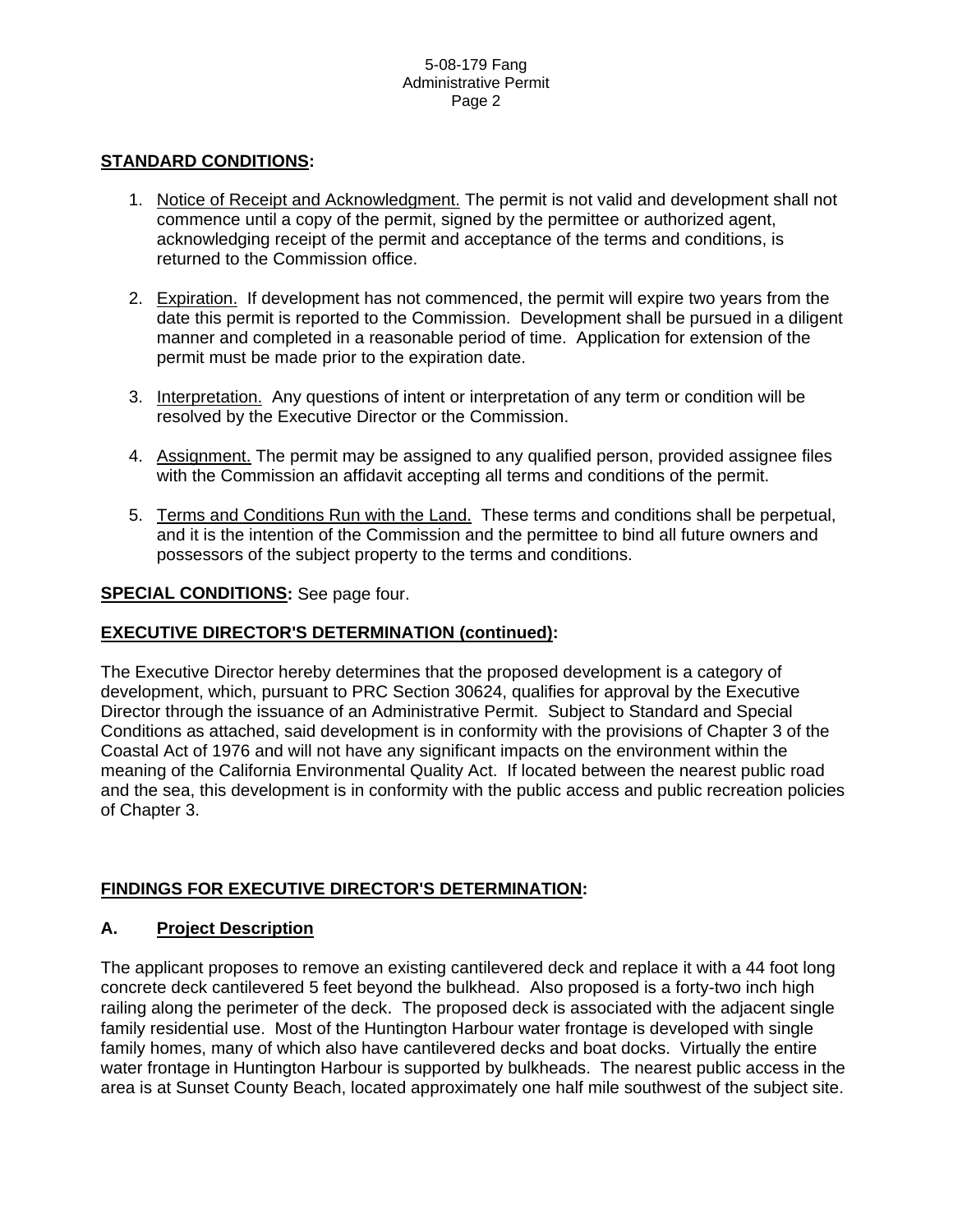**STANDARD CONDITIONS:**

1. Notice of Receipt and Acknowledgment. The permit is not valid and development shall not commence until a copy of the permit, signed by the permittee or authorized agent, acknowledging receipt of the permit and acceptance of the terms and conditions, is returned to the Commission office.

2. Expiration. If development has not commenced, the permit will expire two years from the date this permit is reported to the Commission. Development shall be pursued in a diligent manner and completed in a reasonable period of time. Application for extension of the permit must be made prior to the expiration date.

3. Interpretation. Any questions of intent or interpretation of any term or condition will be resolved by the Executive Director or the Commission.

4. Assignment. The permit may be assigned to any qualified person, provided assignee files with the Commission an affidavit accepting all terms and conditions of the permit.

5. Terms and Conditions Run with the Land. These terms and conditions shall be perpetual, and it is the intention of the Commission and the permittee to bind all future owners and possessors of the subject property to the terms and conditions.

**SPECIAL CONDITIONS:** See page four.

**EXECUTIVE DIRECTOR'S DETERMINATION (continued):**

The Executive Director hereby determines that the proposed development is a category of development, which, pursuant to PRC Section 30624, qualifies for approval by the Executive Director through the issuance of an Administrative Permit. Subject to Standard and Special Conditions as attached, said development is in conformity with the provisions of Chapter 3 of the Coastal Act of 1976 and will not have any significant impacts on the environment within the meaning of the California Environmental Quality Act. If located between the nearest public road and the sea, this development is in conformity with the public access and public recreation policies of Chapter 3.

**FINDINGS FOR EXECUTIVE DIRECTOR'S DETERMINATION:**

**A. Project Description**

The applicant proposes to remove an existing cantilevered deck and replace it with a 44 foot long concrete deck cantilevered 5 feet beyond the bulkhead. Also proposed is a forty-two inch high railing along the perimeter of the deck. The proposed deck is associated with the adjacent single family residential use. Most of the Huntington Harbour water frontage is developed with single family homes, many of which also have cantilevered decks and boat docks. Virtually the entire water frontage in Huntington Harbour is supported by bulkheads. The nearest public access in the area is at Sunset County Beach, located approximately one half mile southwest of the subject site.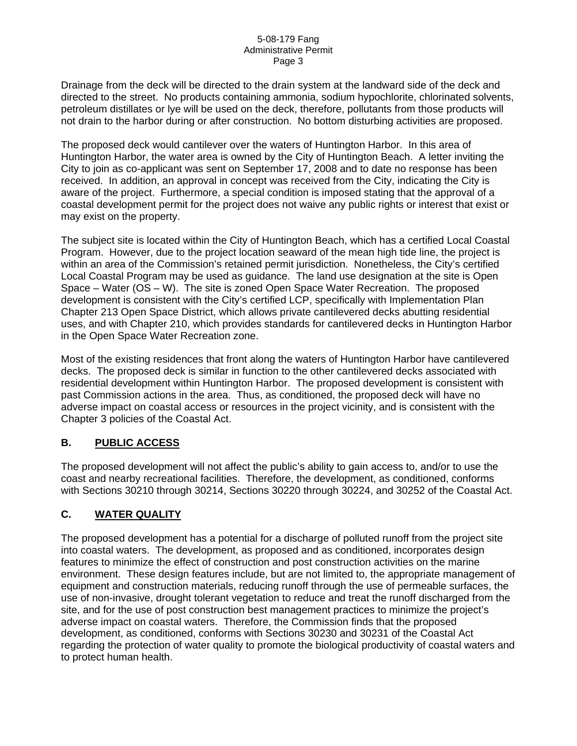Drainage from the deck will be directed to the drain system at the landward side of the deck and directed to the street. No products containing ammonia, sodium hypochlorite, chlorinated solvents, petroleum distillates or lye will be used on the deck, therefore, pollutants from those products will not drain to the harbor during or after construction. No bottom disturbing activities are proposed.

The proposed deck would cantilever over the waters of Huntington Harbor. In this area of Huntington Harbor, the water area is owned by the City of Huntington Beach. A letter inviting the City to join as co-applicant was sent on September 17, 2008 and to date no response has been received. In addition, an approval in concept was received from the City, indicating the City is aware of the project. Furthermore, a special condition is imposed stating that the approval of a coastal development permit for the project does not waive any public rights or interest that exist or may exist on the property.

The subject site is located within the City of Huntington Beach, which has a certified Local Coastal Program. However, due to the project location seaward of the mean high tide line, the project is within an area of the Commission's retained permit jurisdiction. Nonetheless, the City's certified Local Coastal Program may be used as guidance. The land use designation at the site is Open Space – Water (OS – W). The site is zoned Open Space Water Recreation. The proposed development is consistent with the City's certified LCP, specifically with Implementation Plan Chapter 213 Open Space District, which allows private cantilevered decks abutting residential uses, and with Chapter 210, which provides standards for cantilevered decks in Huntington Harbor in the Open Space Water Recreation zone.

Most of the existing residences that front along the waters of Huntington Harbor have cantilevered decks. The proposed deck is similar in function to the other cantilevered decks associated with residential development within Huntington Harbor. The proposed development is consistent with past Commission actions in the area. Thus, as conditioned, the proposed deck will have no adverse impact on coastal access or resources in the project vicinity, and is consistent with the Chapter 3 policies of the Coastal Act.

## B. PUBLIC ACCESS

The proposed development will not affect the public's ability to gain access to, and/or to use the coast and nearby recreational facilities. Therefore, the development, as conditioned, conforms with Sections 30210 through 30214, Sections 30220 through 30224, and 30252 of the Coastal Act.

## C. WATER QUALITY

The proposed development has a potential for a discharge of polluted runoff from the project site into coastal waters. The development, as proposed and as conditioned, incorporates design features to minimize the effect of construction and post construction activities on the marine environment. These design features include, but are not limited to, the appropriate management of equipment and construction materials, reducing runoff through the use of permeable surfaces, the use of non-invasive, drought tolerant vegetation to reduce and treat the runoff discharged from the site, and for the use of post construction best management practices to minimize the project's adverse impact on coastal waters. Therefore, the Commission finds that the proposed development, as conditioned, conforms with Sections 30230 and 30231 of the Coastal Act regarding the protection of water quality to promote the biological productivity of coastal waters and to protect human health.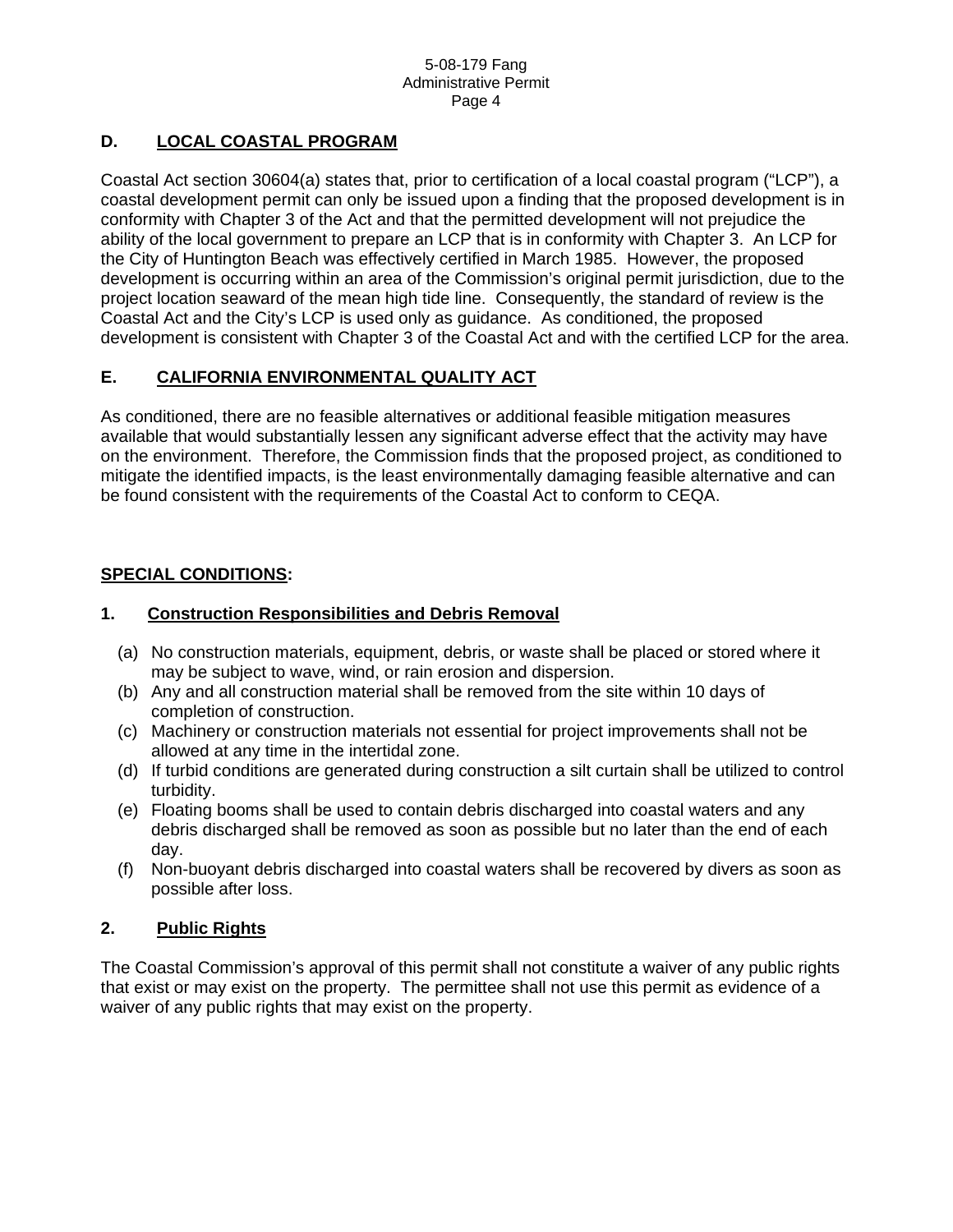## D. LOCAL COASTAL PROGRAM

Coastal Act section 30604(a) states that, prior to certification of a local coastal program ("LCP"), a coastal development permit can only be issued upon a finding that the proposed development is in conformity with Chapter 3 of the Act and that the permitted development will not prejudice the ability of the local government to prepare an LCP that is in conformity with Chapter 3. An LCP for the City of Huntington Beach was effectively certified in March 1985. However, the proposed development is occurring within an area of the Commission's original permit jurisdiction, due to the project location seaward of the mean high tide line. Consequently, the standard of review is the Coastal Act and the City's LCP is used only as guidance. As conditioned, the proposed development is consistent with Chapter 3 of the Coastal Act and with the certified LCP for the area.

## E. CALIFORNIA ENVIRONMENTAL QUALITY ACT

As conditioned, there are no feasible alternatives or additional feasible mitigation measures available that would substantially lessen any significant adverse effect that the activity may have on the environment. Therefore, the Commission finds that the proposed project, as conditioned to mitigate the identified impacts, is the least environmentally damaging feasible alternative and can be found consistent with the requirements of the Coastal Act to conform to CEQA.

## SPECIAL CONDITIONS:

### 1. Construction Responsibilities and Debris Removal

(a) No construction materials, equipment, debris, or waste shall be placed or stored where it may be subject to wave, wind, or rain erosion and dispersion.

(b) Any and all construction material shall be removed from the site within 10 days of completion of construction.

(c) Machinery or construction materials not essential for project improvements shall not be allowed at any time in the intertidal zone.

(d) If turbid conditions are generated during construction a silt curtain shall be utilized to control turbidity.

(e) Floating booms shall be used to contain debris discharged into coastal waters and any debris discharged shall be removed as soon as possible but no later than the end of each day.

(f) Non-buoyant debris discharged into coastal waters shall be recovered by divers as soon as possible after loss.

### 2. Public Rights

The Coastal Commission's approval of this permit shall not constitute a waiver of any public rights that exist or may exist on the property. The permittee shall not use this permit as evidence of a waiver of any public rights that may exist on the property.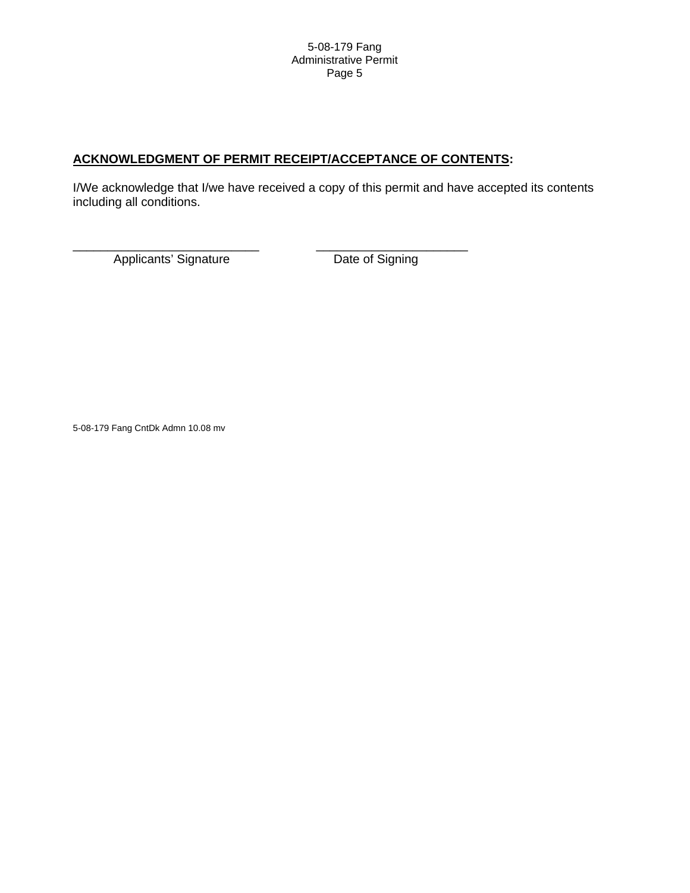## **ACKNOWLEDGMENT OF PERMIT RECEIPT/ACCEPTANCE OF CONTENTS:**

I/We acknowledge that I/we have received a copy of this permit and have accepted its contents including all conditions.

_____________________________ &nbsp;&nbsp;&nbsp;&nbsp;&nbsp;&nbsp;&nbsp;&nbsp; _______________________

Applicants' Signature &nbsp;&nbsp;&nbsp;&nbsp;&nbsp;&nbsp;&nbsp;&nbsp;&nbsp;&nbsp;&nbsp;&nbsp;&nbsp;&nbsp;&nbsp;&nbsp; Date of Signing

5-08-179 Fang CntDk Admn 10.08 mv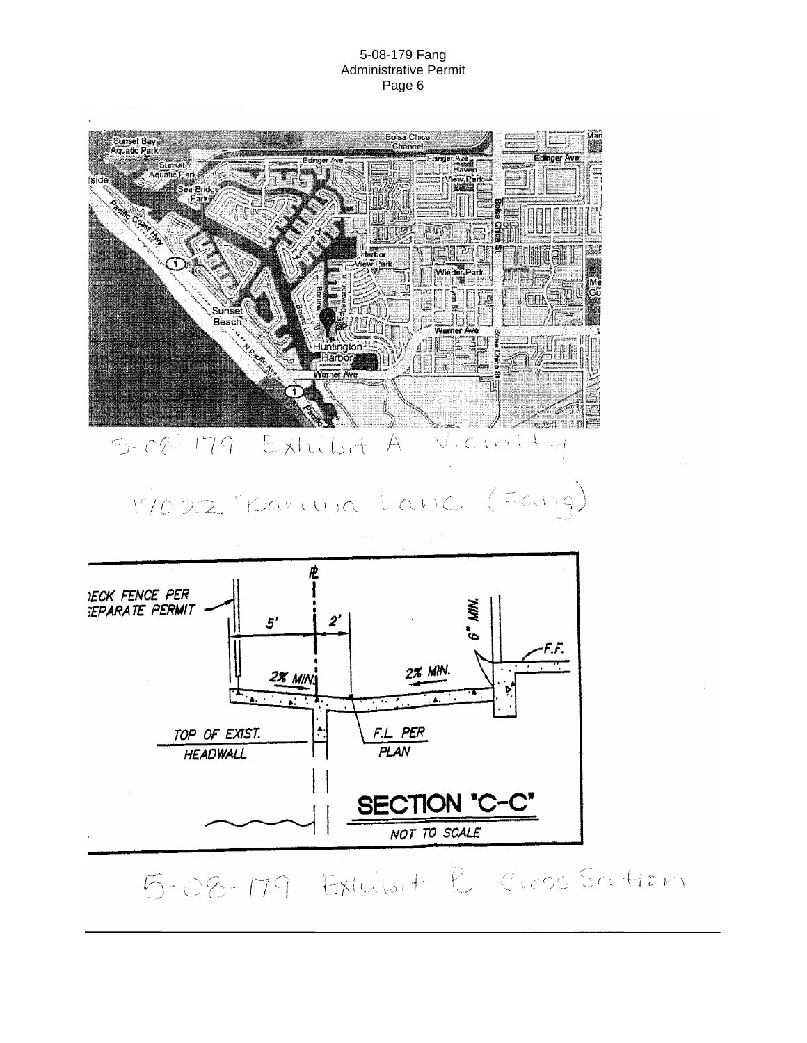5-08-179 Exhibit A Vicinity

17022 Baruna Lane (Fang)

DECK FENCE PER SEPARATE PERMIT

5'

2'

6" MIN.

F.F.

2% MIN.

2% MIN.

TOP OF EXIST. HEADWALL

F.L. PER PLAN

**SECTION "C-C"**

NOT TO SCALE

5-08-179 Exhibit B - Cross Section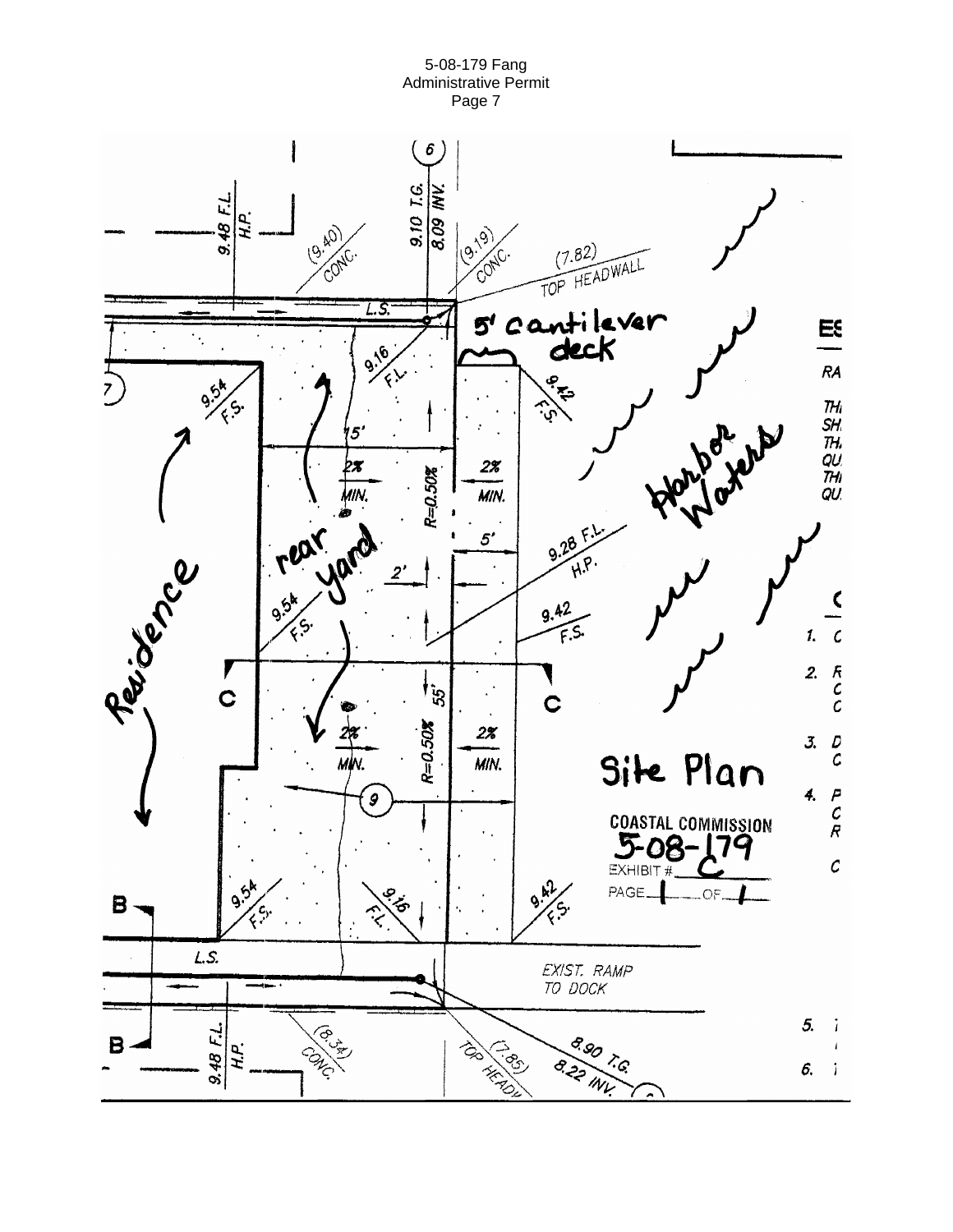5-08-179 Fang
Administrative Permit
Page 7

Site Plan

COASTAL COMMISSION
5-08-179
EXHIBIT # C
PAGE 1 OF 1

5' cantilever deck

Harbor Waters

rear yard

Residence

9.48 F.L.
H.P.
(9.40) CONC.
9.10 T.G.
8.09 INV.
(9.19) CONC.
(7.82) TOP HEADWALL
L.S.
9.16 F.L.
9.42 F.S.
9.54 F.S.
15'
2% MIN.
R=0.50%
2% MIN.
5'
9.28 F.L.
H.P.
2'
9.54 F.S.
9.42 F.S.
C
55'
C
2% MIN.
R=0.50%
2% MIN.
9
9.54 F.S.
9.16 F.L.
9.42 F.S.
B
L.S.
EXIST. RAMP TO DOCK
B
9.48 F.L.
H.P.
(8.34) CONC.
(7.85) TOP HEADW
8.90 T.G.
8.22 INV.